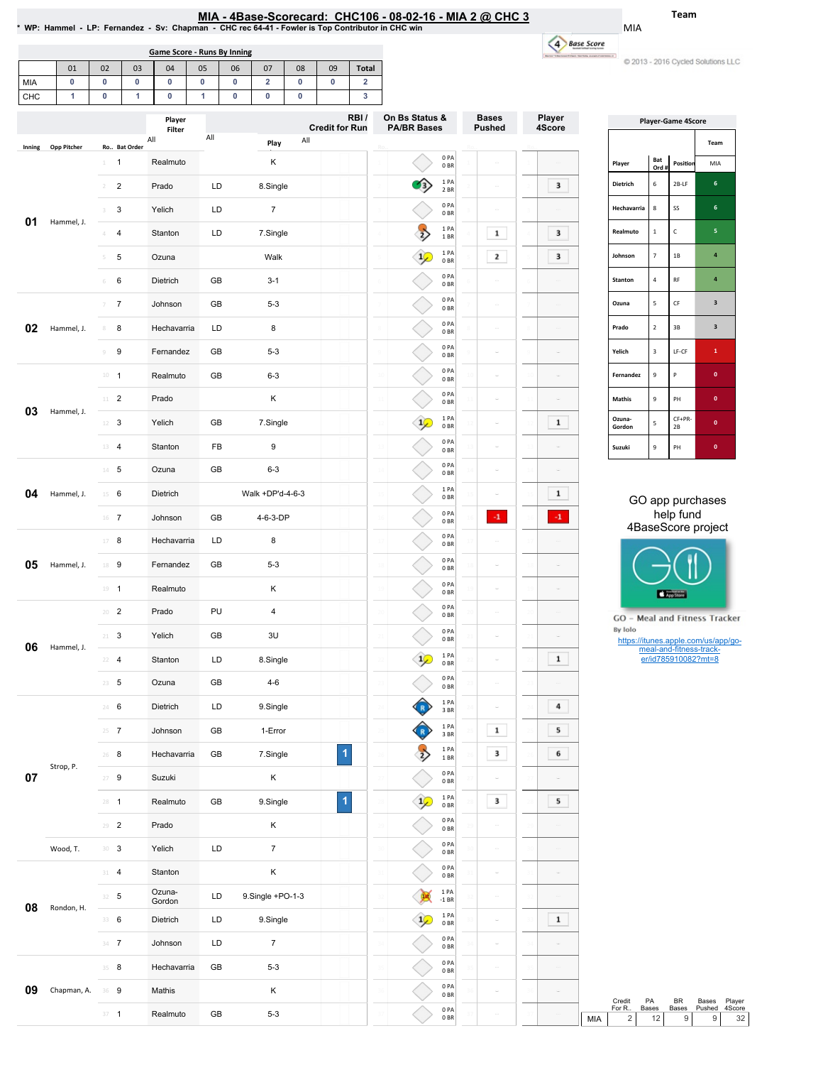# MIA - 4Base-Scorecard: CHC106 - 08-02-16 - MIA 2 @ CHC 3

\* WP: Hammel - LP: Fernandez - Sv: Chapman - CHC rec 64-41 - Fowler is Top Contributor in CHC win

Team: MIA

© 2013 - 2016 Cycled Solutions LLC

## Game Score - Runs By Inning

| | 01 | 02 | 03 | 04 | 05 | 06 | 07 | 08 | 09 | Total |
|---|---|---|---|---|---|---|---|---|---|---|
| MIA | 0 | 0 | 0 | 0 | 0 | 0 | 2 | 0 | 0 | 2 |
| CHC | 1 | 0 | 1 | 0 | 1 | 0 | 0 | 0 | | 3 |

## Play-by-Play

| Inning | Opp Pitcher | Ro.. | Bat Order | Player | | Play | RBI / Credit for Run | On Bs Status & PA/BR Bases | Bases Pushed | Player 4Score |
|---|---|---|---|---|---|---|---|---|---|---|
| 01 | Hammel, J. | 1 | 1 | Realmuto | | K | | 0 PA 0 BR | | |
| | | 2 | 2 | Prado | LD | 8.Single | | 1 PA 2 BR | | 3 |
| | | 3 | 3 | Yelich | LD | 7 | | 0 PA 0 BR | | |
| | | 4 | 4 | Stanton | LD | 7.Single | | 1 PA 1 BR | 1 | 3 |
| | | 5 | 5 | Ozuna | | Walk | | 1 PA 0 BR | 2 | 3 |
| | | 6 | 6 | Dietrich | GB | 3-1 | | 0 PA 0 BR | | |
| 02 | Hammel, J. | 7 | 7 | Johnson | GB | 5-3 | | 0 PA 0 BR | | |
| | | 8 | 8 | Hechavarria | LD | 8 | | 0 PA 0 BR | | |
| | | 9 | 9 | Fernandez | GB | 5-3 | | 0 PA 0 BR | | |
| 03 | Hammel, J. | 10 | 1 | Realmuto | GB | 6-3 | | 0 PA 0 BR | | |
| | | 11 | 2 | Prado | | K | | 0 PA 0 BR | | |
| | | 12 | 3 | Yelich | GB | 7.Single | | 1 PA 0 BR | | 1 |
| | | 13 | 4 | Stanton | FB | 9 | | 0 PA 0 BR | | |
| 04 | Hammel, J. | 14 | 5 | Ozuna | GB | 6-3 | | 0 PA 0 BR | | |
| | | 15 | 6 | Dietrich | | Walk +DP'd-4-6-3 | | 1 PA 0 BR | | 1 |
| | | 16 | 7 | Johnson | GB | 4-6-3-DP | | 0 PA 0 BR | -1 | -1 |
| 05 | Hammel, J. | 17 | 8 | Hechavarria | LD | 8 | | 0 PA 0 BR | | |
| | | 18 | 9 | Fernandez | GB | 5-3 | | 0 PA 0 BR | | |
| | | 19 | 1 | Realmuto | | K | | 0 PA 0 BR | | |
| 06 | Hammel, J. | 20 | 2 | Prado | PU | 4 | | 0 PA 0 BR | | |
| | | 21 | 3 | Yelich | GB | 3U | | 0 PA 0 BR | | |
| | | 22 | 4 | Stanton | LD | 8.Single | | 1 PA 0 BR | | 1 |
| | | 23 | 5 | Ozuna | GB | 4-6 | | 0 PA 0 BR | | |
| 07 | Strop, P. | 24 | 6 | Dietrich | LD | 9.Single | | 1 PA 3 BR | | 4 |
| | | 25 | 7 | Johnson | GB | 1-Error | | 1 PA 3 BR | 1 | 5 |
| | | 26 | 8 | Hechavarria | GB | 7.Single | 1 | 1 PA 1 BR | 3 | 6 |
| | | 27 | 9 | Suzuki | | K | | 0 PA 0 BR | | |
| | | 28 | 1 | Realmuto | GB | 9.Single | 1 | 1 PA 0 BR | 3 | 5 |
| | | 29 | 2 | Prado | | K | | 0 PA 0 BR | | |
| | Wood, T. | 30 | 3 | Yelich | LD | 7 | | 0 PA 0 BR | | |
| 08 | Rondon, H. | 31 | 4 | Stanton | | K | | 0 PA 0 BR | | |
| | | 32 | 5 | Ozuna-Gordon | LD | 9.Single +PO-1-3 | | 1 PA -1 BR | | |
| | | 33 | 6 | Dietrich | LD | 9.Single | | 1 PA 0 BR | | 1 |
| | | 34 | 7 | Johnson | LD | 7 | | 0 PA 0 BR | | |
| 09 | Chapman, A. | 35 | 8 | Hechavarria | GB | 5-3 | | 0 PA 0 BR | | |
| | | 36 | 9 | Mathis | | K | | 0 PA 0 BR | | |
| | | 37 | 1 | Realmuto | GB | 5-3 | | 0 PA 0 BR | | |

## Player-Game 4Score

| Player | Bat Ord # | Position | Team MIA |
|---|---|---|---|
| Dietrich | 6 | 2B-LF | 6 |
| Hechavarria | 8 | SS | 6 |
| Realmuto | 1 | C | 5 |
| Johnson | 7 | 1B | 4 |
| Stanton | 4 | RF | 4 |
| Ozuna | 5 | CF | 3 |
| Prado | 2 | 3B | 3 |
| Yelich | 3 | LF-CF | 1 |
| Fernandez | 9 | P | 0 |
| Mathis | 9 | PH | 0 |
| Ozuna-Gordon | 5 | CF+PR-2B | 0 |
| Suzuki | 9 | PH | 0 |

GO app purchases help fund 4BaseScore project

GO - Meal and Fitness Tracker
By Iolo
https://itunes.apple.com/us/app/go-meal-and-fitness-track-er/id785910082?mt=8

| | Credit For R.. | PA Bases | BR Bases | Bases Pushed | Player 4Score |
|---|---|---|---|---|---|
| MIA | 2 | 12 | 9 | 9 | 32 |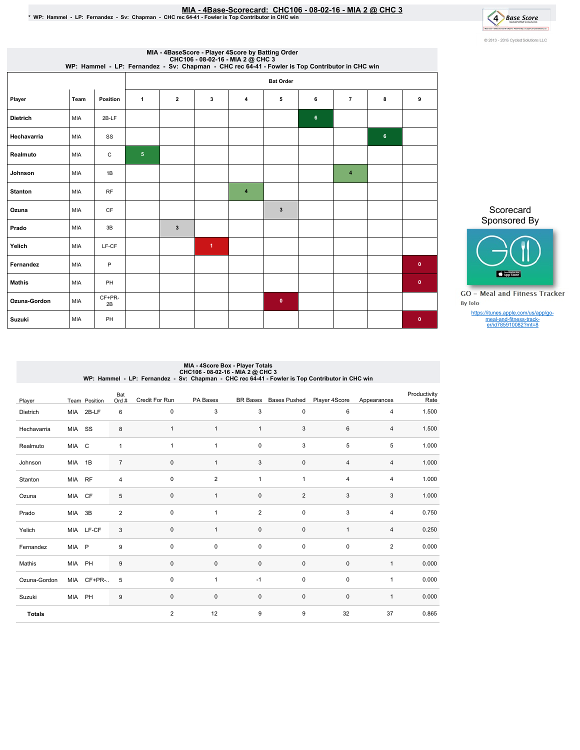# MIA - 4Base-Scorecard: CHC106 - 08-02-16 - MIA 2 @ CHC 3

\* WP: Hammel - LP: Fernandez - Sv: Chapman - CHC rec 64-41 - Fowler is Top Contributor in CHC win

© 2013 - 2016 Cycled Solutions LLC

## MIA - 4BaseScore - Player 4Score by Batting Order

CHC106 - 08-02-16 - MIA 2 @ CHC 3
WP: Hammel - LP: Fernandez - Sv: Chapman - CHC rec 64-41 - Fowler is Top Contributor in CHC win

| Player | Team | Position | Bat Order 1 | 2 | 3 | 4 | 5 | 6 | 7 | 8 | 9 |
|---|---|---|---|---|---|---|---|---|---|---|---|
| Dietrich | MIA | 2B-LF | | | | | | 6 | | | |
| Hechavarria | MIA | SS | | | | | | | | 6 | |
| Realmuto | MIA | C | 5 | | | | | | | | |
| Johnson | MIA | 1B | | | | | | | 4 | | |
| Stanton | MIA | RF | | | | 4 | | | | | |
| Ozuna | MIA | CF | | | | | 3 | | | | |
| Prado | MIA | 3B | | 3 | | | | | | | |
| Yelich | MIA | LF-CF | | | 1 | | | | | | |
| Fernandez | MIA | P | | | | | | | | | 0 |
| Mathis | MIA | PH | | | | | | | | | 0 |
| Ozuna-Gordon | MIA | CF+PR-2B | | | | | 0 | | | | |
| Suzuki | MIA | PH | | | | | | | | | 0 |

Scorecard Sponsored By

GO - Meal and Fitness Tracker
By Iolo

https://itunes.apple.com/us/app/go-meal-and-fitness-track-er/id785910082?mt=8

## MIA - 4Score Box - Player Totals

CHC106 - 08-02-16 - MIA 2 @ CHC 3
WP: Hammel - LP: Fernandez - Sv: Chapman - CHC rec 64-41 - Fowler is Top Contributor in CHC win

| Player | Team | Position | Bat Ord # | Credit For Run | PA Bases | BR Bases | Bases Pushed | Player 4Score | Appearances | Productivity Rate |
|---|---|---|---|---|---|---|---|---|---|---|
| Dietrich | MIA | 2B-LF | 6 | 0 | 3 | 3 | 0 | 6 | 4 | 1.500 |
| Hechavarria | MIA | SS | 8 | 1 | 1 | 1 | 3 | 6 | 4 | 1.500 |
| Realmuto | MIA | C | 1 | 1 | 1 | 0 | 3 | 5 | 5 | 1.000 |
| Johnson | MIA | 1B | 7 | 0 | 1 | 3 | 0 | 4 | 4 | 1.000 |
| Stanton | MIA | RF | 4 | 0 | 2 | 1 | 1 | 4 | 4 | 1.000 |
| Ozuna | MIA | CF | 5 | 0 | 1 | 0 | 2 | 3 | 3 | 1.000 |
| Prado | MIA | 3B | 2 | 0 | 1 | 2 | 0 | 3 | 4 | 0.750 |
| Yelich | MIA | LF-CF | 3 | 0 | 1 | 0 | 0 | 1 | 4 | 0.250 |
| Fernandez | MIA | P | 9 | 0 | 0 | 0 | 0 | 0 | 2 | 0.000 |
| Mathis | MIA | PH | 9 | 0 | 0 | 0 | 0 | 0 | 1 | 0.000 |
| Ozuna-Gordon | MIA | CF+PR-.. | 5 | 0 | 1 | -1 | 0 | 0 | 1 | 0.000 |
| Suzuki | MIA | PH | 9 | 0 | 0 | 0 | 0 | 0 | 1 | 0.000 |
| **Totals** | | | | 2 | 12 | 9 | 9 | 32 | 37 | 0.865 |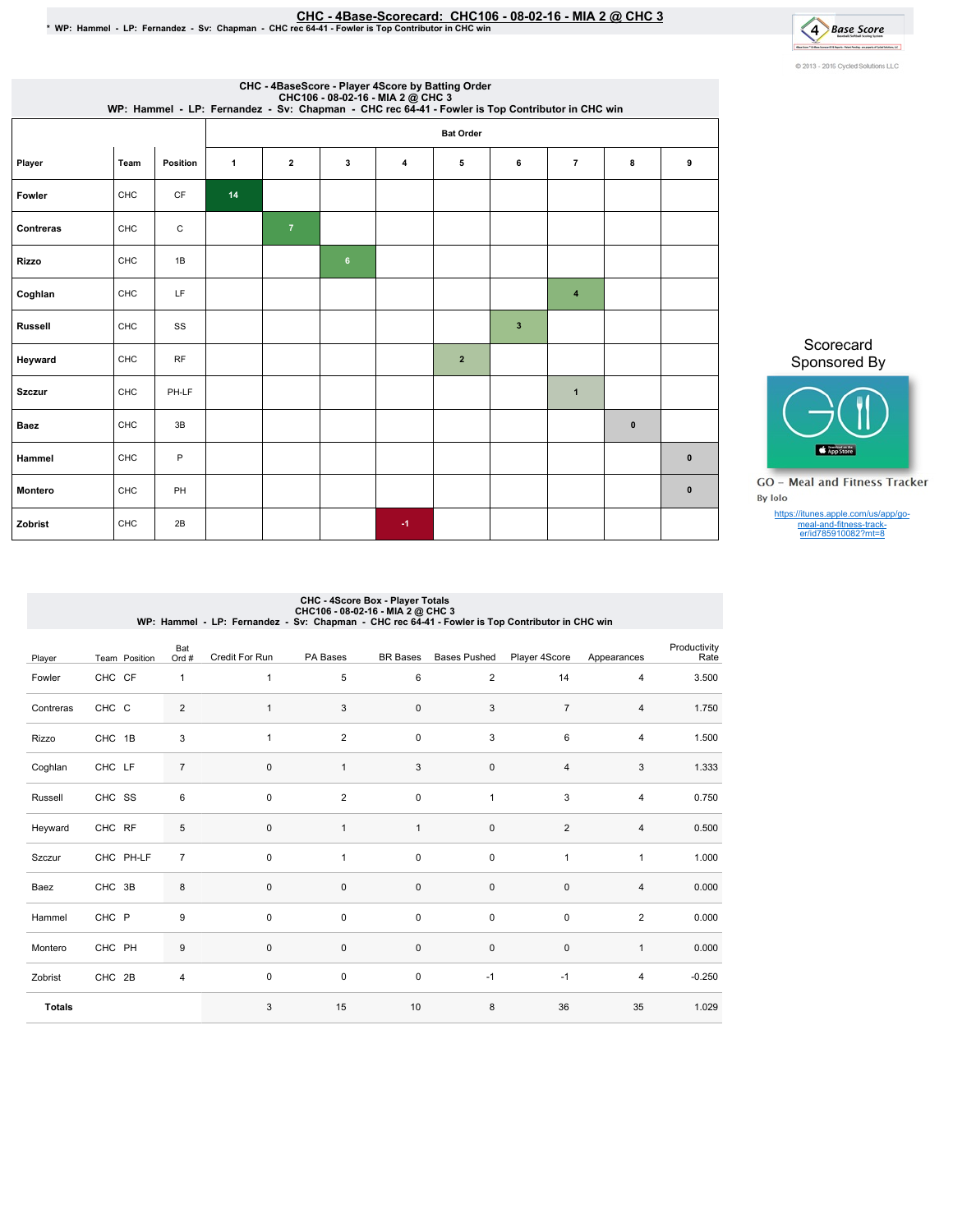# CHC - 4Base-Scorecard: CHC106 - 08-02-16 - MIA 2 @ CHC 3

* WP: Hammel - LP: Fernandez - Sv: Chapman - CHC rec 64-41 - Fowler is Top Contributor in CHC win

© 2013 - 2016 Cycled Solutions LLC

## CHC - 4BaseScore - Player 4Score by Batting Order

CHC106 - 08-02-16 - MIA 2 @ CHC 3

WP: Hammel - LP: Fernandez - Sv: Chapman - CHC rec 64-41 - Fowler is Top Contributor in CHC win

| Player | Team | Position | Bat Order 1 | 2 | 3 | 4 | 5 | 6 | 7 | 8 | 9 |
|---|---|---|---|---|---|---|---|---|---|---|---|
| Fowler | CHC | CF | 14 | | | | | | | | |
| Contreras | CHC | C | | 7 | | | | | | | |
| Rizzo | CHC | 1B | | | 6 | | | | | | |
| Coghlan | CHC | LF | | | | | | | 4 | | |
| Russell | CHC | SS | | | | | | 3 | | | |
| Heyward | CHC | RF | | | | | 2 | | | | |
| Szczur | CHC | PH-LF | | | | | | | 1 | | |
| Baez | CHC | 3B | | | | | | | | 0 | |
| Hammel | CHC | P | | | | | | | | | 0 |
| Montero | CHC | PH | | | | | | | | | 0 |
| Zobrist | CHC | 2B | | | | -1 | | | | | |

Scorecard Sponsored By

GO - Meal and Fitness Tracker
By Iolo

https://itunes.apple.com/us/app/go-meal-and-fitness-track-er/id785910082?mt=8

## CHC - 4Score Box - Player Totals

CHC106 - 08-02-16 - MIA 2 @ CHC 3

WP: Hammel - LP: Fernandez - Sv: Chapman - CHC rec 64-41 - Fowler is Top Contributor in CHC win

| Player | Team | Position | Bat Ord # | Credit For Run | PA Bases | BR Bases | Bases Pushed | Player 4Score | Appearances | Productivity Rate |
|---|---|---|---|---|---|---|---|---|---|---|
| Fowler | CHC | CF | 1 | 1 | 5 | 6 | 2 | 14 | 4 | 3.500 |
| Contreras | CHC | C | 2 | 1 | 3 | 0 | 3 | 7 | 4 | 1.750 |
| Rizzo | CHC | 1B | 3 | 1 | 2 | 0 | 3 | 6 | 4 | 1.500 |
| Coghlan | CHC | LF | 7 | 0 | 1 | 3 | 0 | 4 | 3 | 1.333 |
| Russell | CHC | SS | 6 | 0 | 2 | 0 | 1 | 3 | 4 | 0.750 |
| Heyward | CHC | RF | 5 | 0 | 1 | 1 | 0 | 2 | 4 | 0.500 |
| Szczur | CHC | PH-LF | 7 | 0 | 1 | 0 | 0 | 1 | 1 | 1.000 |
| Baez | CHC | 3B | 8 | 0 | 0 | 0 | 0 | 0 | 4 | 0.000 |
| Hammel | CHC | P | 9 | 0 | 0 | 0 | 0 | 0 | 2 | 0.000 |
| Montero | CHC | PH | 9 | 0 | 0 | 0 | 0 | 0 | 1 | 0.000 |
| Zobrist | CHC | 2B | 4 | 0 | 0 | 0 | -1 | -1 | 4 | -0.250 |
| **Totals** | | | | 3 | 15 | 10 | 8 | 36 | 35 | 1.029 |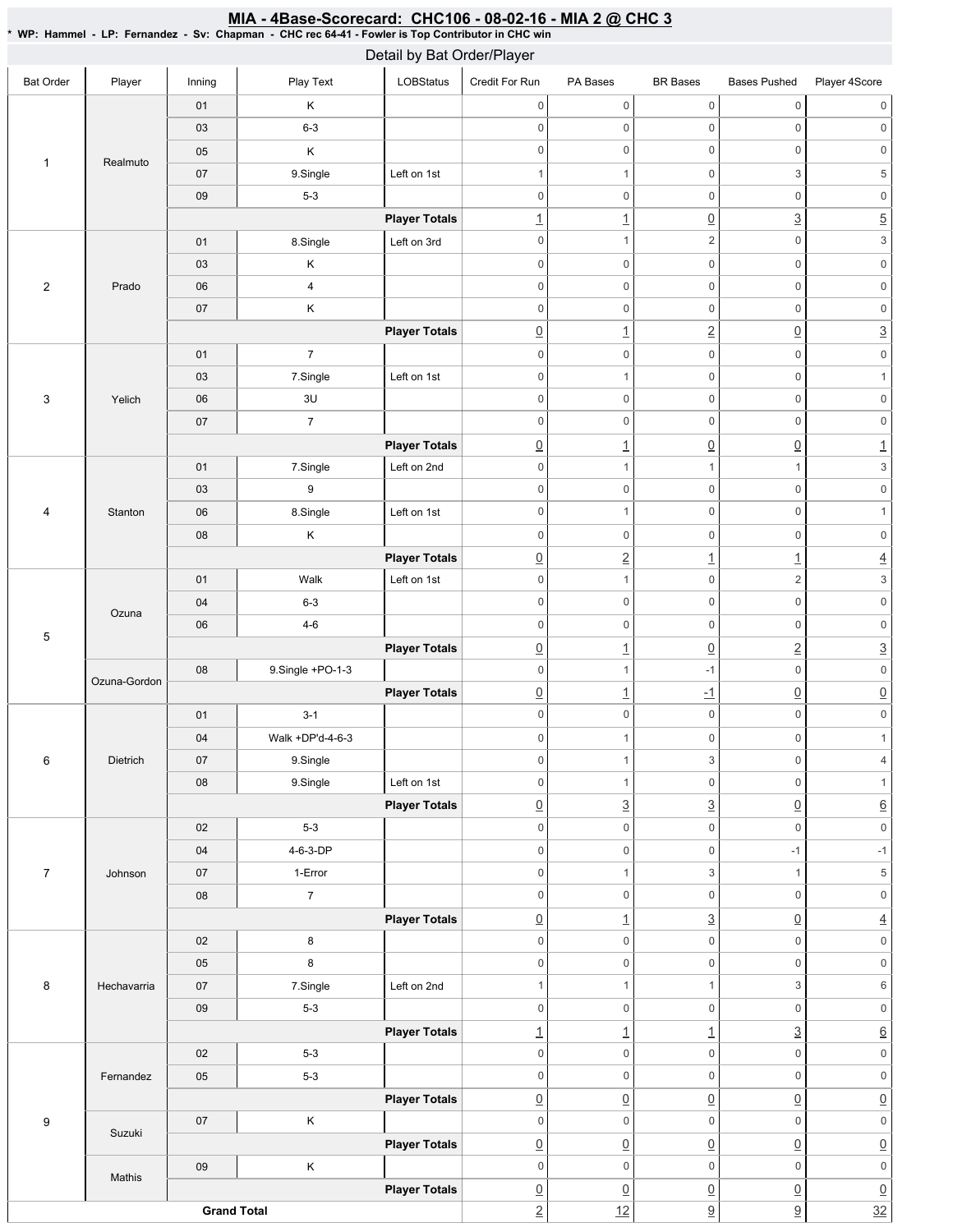## MIA - 4Base-Scorecard: CHC106 - 08-02-16 - MIA 2 @ CHC 3

**\* WP: Hammel - LP: Fernandez - Sv: Chapman - CHC rec 64-41 - Fowler is Top Contributor in CHC win**

### Detail by Bat Order/Player

| Bat Order | Player | Inning | Play Text | LOBStatus | Credit For Run | PA Bases | BR Bases | Bases Pushed | Player 4Score |
|---|---|---|---|---|---|---|---|---|---|
| 1 | Realmuto | 01 | K | | 0 | 0 | 0 | 0 | 0 |
| | | 03 | 6-3 | | 0 | 0 | 0 | 0 | 0 |
| | | 05 | K | | 0 | 0 | 0 | 0 | 0 |
| | | 07 | 9.Single | Left on 1st | 1 | 1 | 0 | 3 | 5 |
| | | 09 | 5-3 | | 0 | 0 | 0 | 0 | 0 |
| | | | | **Player Totals** | 1 | 1 | 0 | 3 | 5 |
| 2 | Prado | 01 | 8.Single | Left on 3rd | 0 | 1 | 2 | 0 | 3 |
| | | 03 | K | | 0 | 0 | 0 | 0 | 0 |
| | | 06 | 4 | | 0 | 0 | 0 | 0 | 0 |
| | | 07 | K | | 0 | 0 | 0 | 0 | 0 |
| | | | | **Player Totals** | 0 | 1 | 2 | 0 | 3 |
| 3 | Yelich | 01 | 7 | | 0 | 0 | 0 | 0 | 0 |
| | | 03 | 7.Single | Left on 1st | 0 | 1 | 0 | 0 | 1 |
| | | 06 | 3U | | 0 | 0 | 0 | 0 | 0 |
| | | 07 | 7 | | 0 | 0 | 0 | 0 | 0 |
| | | | | **Player Totals** | 0 | 1 | 0 | 0 | 1 |
| 4 | Stanton | 01 | 7.Single | Left on 2nd | 0 | 1 | 1 | 1 | 3 |
| | | 03 | 9 | | 0 | 0 | 0 | 0 | 0 |
| | | 06 | 8.Single | Left on 1st | 0 | 1 | 0 | 0 | 1 |
| | | 08 | K | | 0 | 0 | 0 | 0 | 0 |
| | | | | **Player Totals** | 0 | 2 | 1 | 1 | 4 |
| 5 | Ozuna | 01 | Walk | Left on 1st | 0 | 1 | 0 | 2 | 3 |
| | | 04 | 6-3 | | 0 | 0 | 0 | 0 | 0 |
| | | 06 | 4-6 | | 0 | 0 | 0 | 0 | 0 |
| | | | | **Player Totals** | 0 | 1 | 0 | 2 | 3 |
| | Ozuna-Gordon | 08 | 9.Single +PO-1-3 | | 0 | 1 | -1 | 0 | 0 |
| | | | | **Player Totals** | 0 | 1 | -1 | 0 | 0 |
| 6 | Dietrich | 01 | 3-1 | | 0 | 0 | 0 | 0 | 0 |
| | | 04 | Walk +DP'd-4-6-3 | | 0 | 1 | 0 | 0 | 1 |
| | | 07 | 9.Single | | 0 | 1 | 3 | 0 | 4 |
| | | 08 | 9.Single | Left on 1st | 0 | 1 | 0 | 0 | 1 |
| | | | | **Player Totals** | 0 | 3 | 3 | 0 | 6 |
| 7 | Johnson | 02 | 5-3 | | 0 | 0 | 0 | 0 | 0 |
| | | 04 | 4-6-3-DP | | 0 | 0 | 0 | -1 | -1 |
| | | 07 | 1-Error | | 0 | 1 | 3 | 1 | 5 |
| | | 08 | 7 | | 0 | 0 | 0 | 0 | 0 |
| | | | | **Player Totals** | 0 | 1 | 3 | 0 | 4 |
| 8 | Hechavarria | 02 | 8 | | 0 | 0 | 0 | 0 | 0 |
| | | 05 | 8 | | 0 | 0 | 0 | 0 | 0 |
| | | 07 | 7.Single | Left on 2nd | 1 | 1 | 1 | 3 | 6 |
| | | 09 | 5-3 | | 0 | 0 | 0 | 0 | 0 |
| | | | | **Player Totals** | 1 | 1 | 1 | 3 | 6 |
| 9 | Fernandez | 02 | 5-3 | | 0 | 0 | 0 | 0 | 0 |
| | | 05 | 5-3 | | 0 | 0 | 0 | 0 | 0 |
| | | | | **Player Totals** | 0 | 0 | 0 | 0 | 0 |
| | Suzuki | 07 | K | | 0 | 0 | 0 | 0 | 0 |
| | | | | **Player Totals** | 0 | 0 | 0 | 0 | 0 |
| | Mathis | 09 | K | | 0 | 0 | 0 | 0 | 0 |
| | | | | **Player Totals** | 0 | 0 | 0 | 0 | 0 |
| **Grand Total** | | | | | 2 | 12 | 9 | 9 | 32 |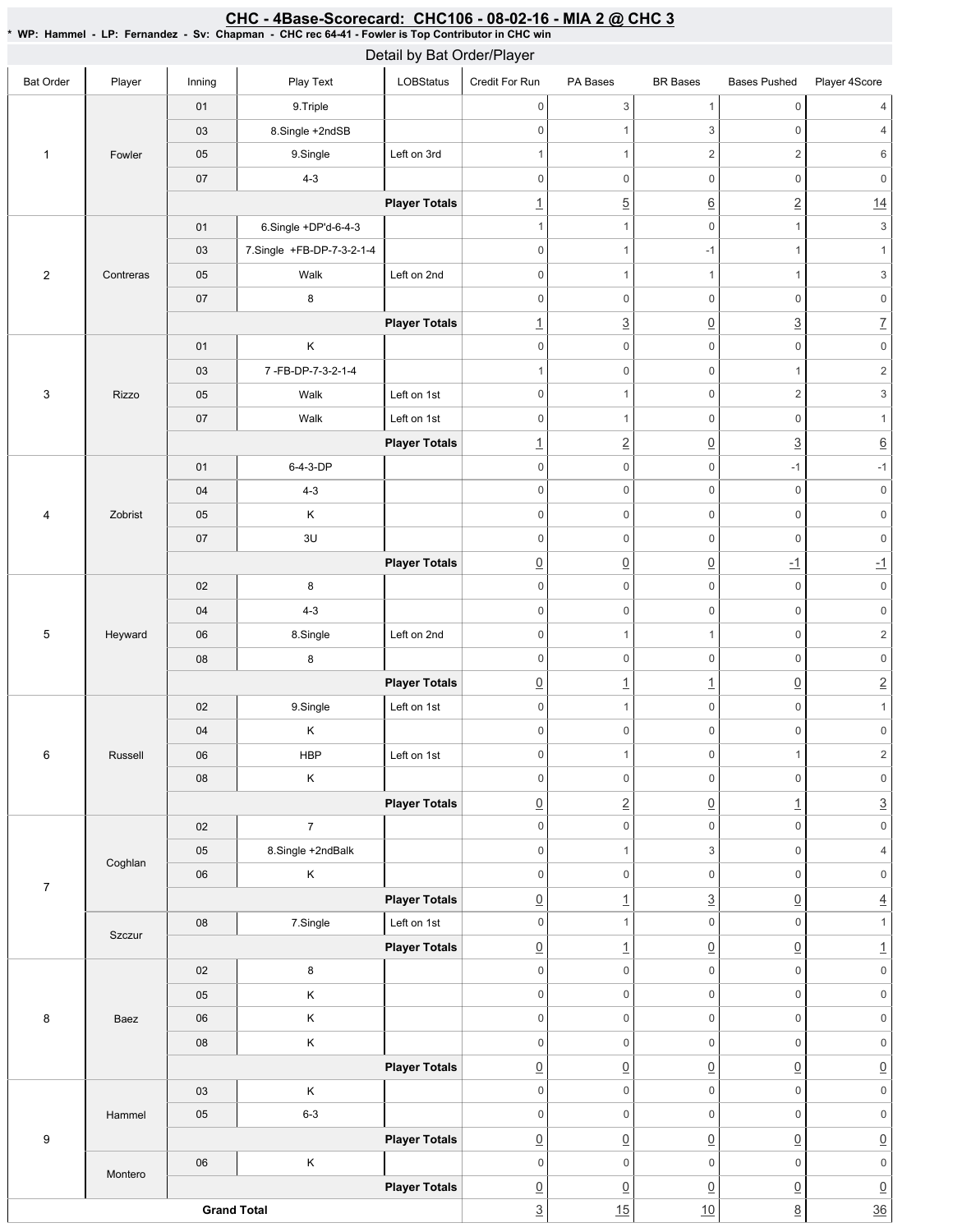# CHC - 4Base-Scorecard: CHC106 - 08-02-16 - MIA 2 @ CHC 3

**\* WP: Hammel - LP: Fernandez - Sv: Chapman - CHC rec 64-41 - Fowler is Top Contributor in CHC win**

## Detail by Bat Order/Player

| Bat Order | Player | Inning | Play Text | LOBStatus | Credit For Run | PA Bases | BR Bases | Bases Pushed | Player 4Score |
|---|---|---|---|---|---|---|---|---|---|
| 1 | Fowler | 01 | 9.Triple | | 0 | 3 | 1 | 0 | 4 |
| | | 03 | 8.Single +2ndSB | | 0 | 1 | 3 | 0 | 4 |
| | | 05 | 9.Single | Left on 3rd | 1 | 1 | 2 | 2 | 6 |
| | | 07 | 4-3 | | 0 | 0 | 0 | 0 | 0 |
| | | | | **Player Totals** | 1 | 5 | 6 | 2 | 14 |
| 2 | Contreras | 01 | 6.Single +DP'd-6-4-3 | | 1 | 1 | 0 | 1 | 3 |
| | | 03 | 7.Single +FB-DP-7-3-2-1-4 | | 0 | 1 | -1 | 1 | 1 |
| | | 05 | Walk | Left on 2nd | 0 | 1 | 1 | 1 | 3 |
| | | 07 | 8 | | 0 | 0 | 0 | 0 | 0 |
| | | | | **Player Totals** | 1 | 3 | 0 | 3 | 7 |
| 3 | Rizzo | 01 | K | | 0 | 0 | 0 | 0 | 0 |
| | | 03 | 7 -FB-DP-7-3-2-1-4 | | 1 | 0 | 0 | 1 | 2 |
| | | 05 | Walk | Left on 1st | 0 | 1 | 0 | 2 | 3 |
| | | 07 | Walk | Left on 1st | 0 | 1 | 0 | 0 | 1 |
| | | | | **Player Totals** | 1 | 2 | 0 | 3 | 6 |
| 4 | Zobrist | 01 | 6-4-3-DP | | 0 | 0 | 0 | -1 | -1 |
| | | 04 | 4-3 | | 0 | 0 | 0 | 0 | 0 |
| | | 05 | K | | 0 | 0 | 0 | 0 | 0 |
| | | 07 | 3U | | 0 | 0 | 0 | 0 | 0 |
| | | | | **Player Totals** | 0 | 0 | 0 | -1 | -1 |
| 5 | Heyward | 02 | 8 | | 0 | 0 | 0 | 0 | 0 |
| | | 04 | 4-3 | | 0 | 0 | 0 | 0 | 0 |
| | | 06 | 8.Single | Left on 2nd | 0 | 1 | 1 | 0 | 2 |
| | | 08 | 8 | | 0 | 0 | 0 | 0 | 0 |
| | | | | **Player Totals** | 0 | 1 | 1 | 0 | 2 |
| 6 | Russell | 02 | 9.Single | Left on 1st | 0 | 1 | 0 | 0 | 1 |
| | | 04 | K | | 0 | 0 | 0 | 0 | 0 |
| | | 06 | HBP | Left on 1st | 0 | 1 | 0 | 1 | 2 |
| | | 08 | K | | 0 | 0 | 0 | 0 | 0 |
| | | | | **Player Totals** | 0 | 2 | 0 | 1 | 3 |
| 7 | Coghlan | 02 | 7 | | 0 | 0 | 0 | 0 | 0 |
| | | 05 | 8.Single +2ndBalk | | 0 | 1 | 3 | 0 | 4 |
| | | 06 | K | | 0 | 0 | 0 | 0 | 0 |
| | | | | **Player Totals** | 0 | 1 | 3 | 0 | 4 |
| | Szczur | 08 | 7.Single | Left on 1st | 0 | 1 | 0 | 0 | 1 |
| | | | | **Player Totals** | 0 | 1 | 0 | 0 | 1 |
| 8 | Baez | 02 | 8 | | 0 | 0 | 0 | 0 | 0 |
| | | 05 | K | | 0 | 0 | 0 | 0 | 0 |
| | | 06 | K | | 0 | 0 | 0 | 0 | 0 |
| | | 08 | K | | 0 | 0 | 0 | 0 | 0 |
| | | | | **Player Totals** | 0 | 0 | 0 | 0 | 0 |
| 9 | Hammel | 03 | K | | 0 | 0 | 0 | 0 | 0 |
| | | 05 | 6-3 | | 0 | 0 | 0 | 0 | 0 |
| | | | | **Player Totals** | 0 | 0 | 0 | 0 | 0 |
| | Montero | 06 | K | | 0 | 0 | 0 | 0 | 0 |
| | | | | **Player Totals** | 0 | 0 | 0 | 0 | 0 |
| **Grand Total** | | | | | 3 | 15 | 10 | 8 | 36 |